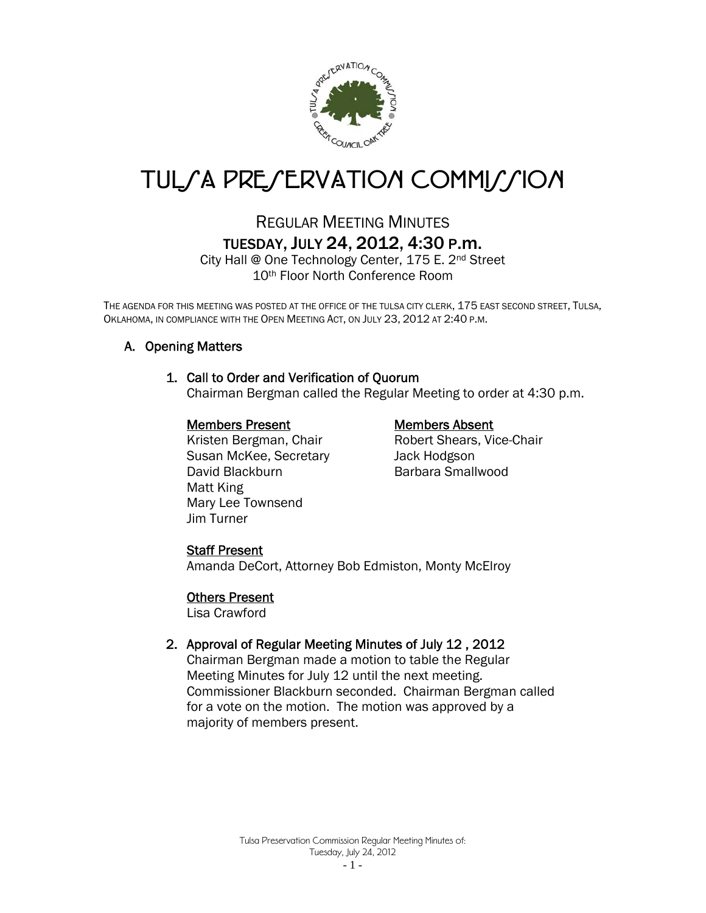# TULSA PRESERVATION COMMISSION

## REGULAR MEETING MINUTES

### TUESDAY, JULY 24, 2012, 4:30 P.M.

City Hall @ One Technology Center, 175 E. 2nd Street
10th Floor North Conference Room

THE AGENDA FOR THIS MEETING WAS POSTED AT THE OFFICE OF THE TULSA CITY CLERK, 175 EAST SECOND STREET, TULSA, OKLAHOMA, IN COMPLIANCE WITH THE OPEN MEETING ACT, ON JULY 23, 2012 AT 2:40 P.M.

## A. Opening Matters

### 1. Call to Order and Verification of Quorum

Chairman Bergman called the Regular Meeting to order at 4:30 p.m.

**Members Present**

Kristen Bergman, Chair
Susan McKee, Secretary
David Blackburn
Matt King
Mary Lee Townsend
Jim Turner

**Members Absent**

Robert Shears, Vice-Chair
Jack Hodgson
Barbara Smallwood

**Staff Present**

Amanda DeCort, Attorney Bob Edmiston, Monty McElroy

**Others Present**

Lisa Crawford

### 2. Approval of Regular Meeting Minutes of July 12 , 2012

Chairman Bergman made a motion to table the Regular Meeting Minutes for July 12 until the next meeting. Commissioner Blackburn seconded. Chairman Bergman called for a vote on the motion. The motion was approved by a majority of members present.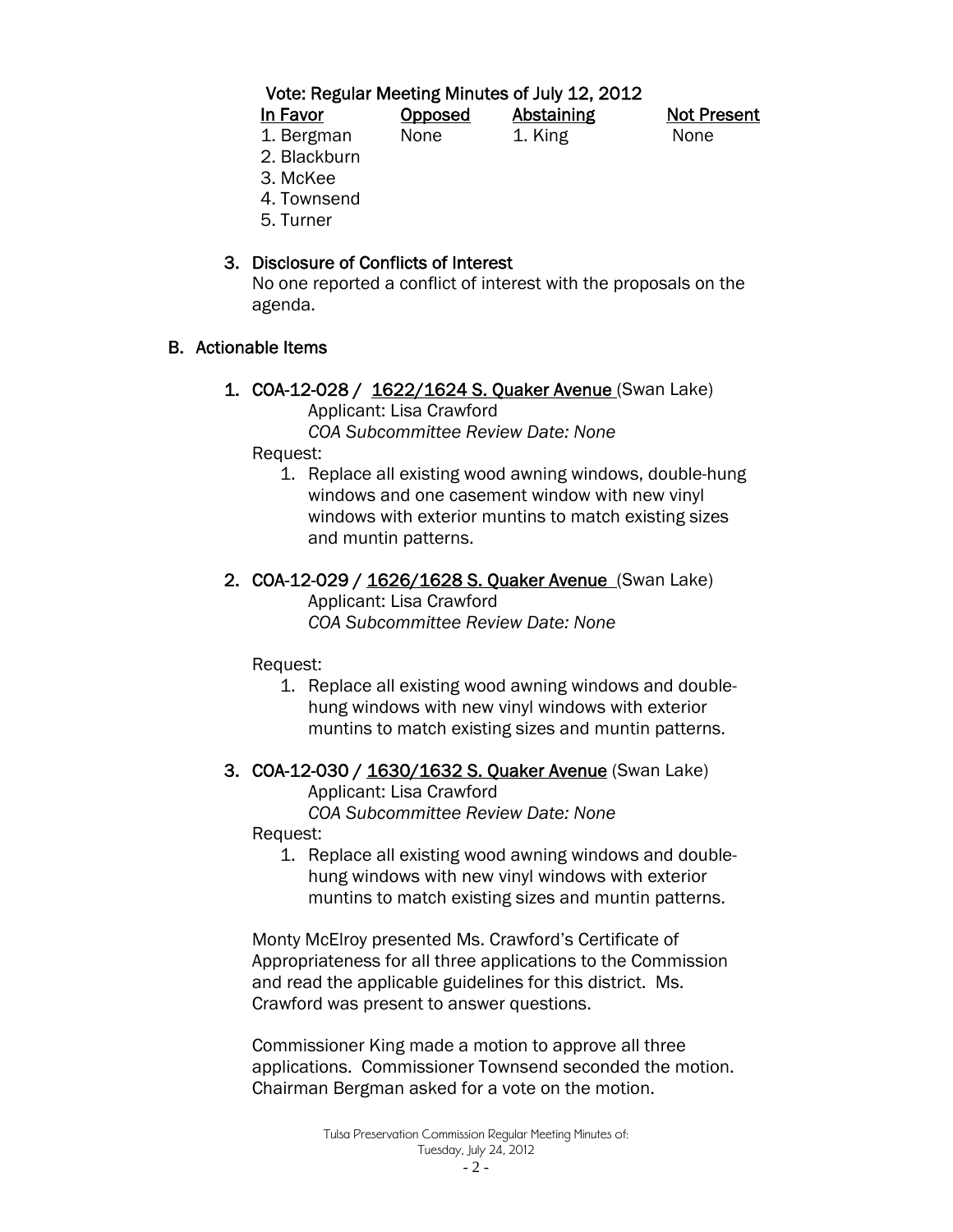Vote: Regular Meeting Minutes of July 12, 2012

| In Favor | Opposed | Abstaining | Not Present |
|---|---|---|---|
| 1. Bergman | None | 1. King | None |
| 2. Blackburn | | | |
| 3. McKee | | | |
| 4. Townsend | | | |
| 5. Turner | | | |

3. **Disclosure of Conflicts of Interest**
   No one reported a conflict of interest with the proposals on the agenda.

**B. Actionable Items**

1. **COA-12-028 / 1622/1624 S. Quaker Avenue** (Swan Lake)
   Applicant: Lisa Crawford
   *COA Subcommittee Review Date: None*

   Request:
   1. Replace all existing wood awning windows, double-hung windows and one casement window with new vinyl windows with exterior muntins to match existing sizes and muntin patterns.

2. **COA-12-029 / 1626/1628 S. Quaker Avenue** (Swan Lake)
   Applicant: Lisa Crawford
   *COA Subcommittee Review Date: None*

   Request:
   1. Replace all existing wood awning windows and double-hung windows with new vinyl windows with exterior muntins to match existing sizes and muntin patterns.

3. **COA-12-030 / 1630/1632 S. Quaker Avenue** (Swan Lake)
   Applicant: Lisa Crawford
   *COA Subcommittee Review Date: None*

   Request:
   1. Replace all existing wood awning windows and double-hung windows with new vinyl windows with exterior muntins to match existing sizes and muntin patterns.

Monty McElroy presented Ms. Crawford's Certificate of Appropriateness for all three applications to the Commission and read the applicable guidelines for this district. Ms. Crawford was present to answer questions.

Commissioner King made a motion to approve all three applications. Commissioner Townsend seconded the motion. Chairman Bergman asked for a vote on the motion.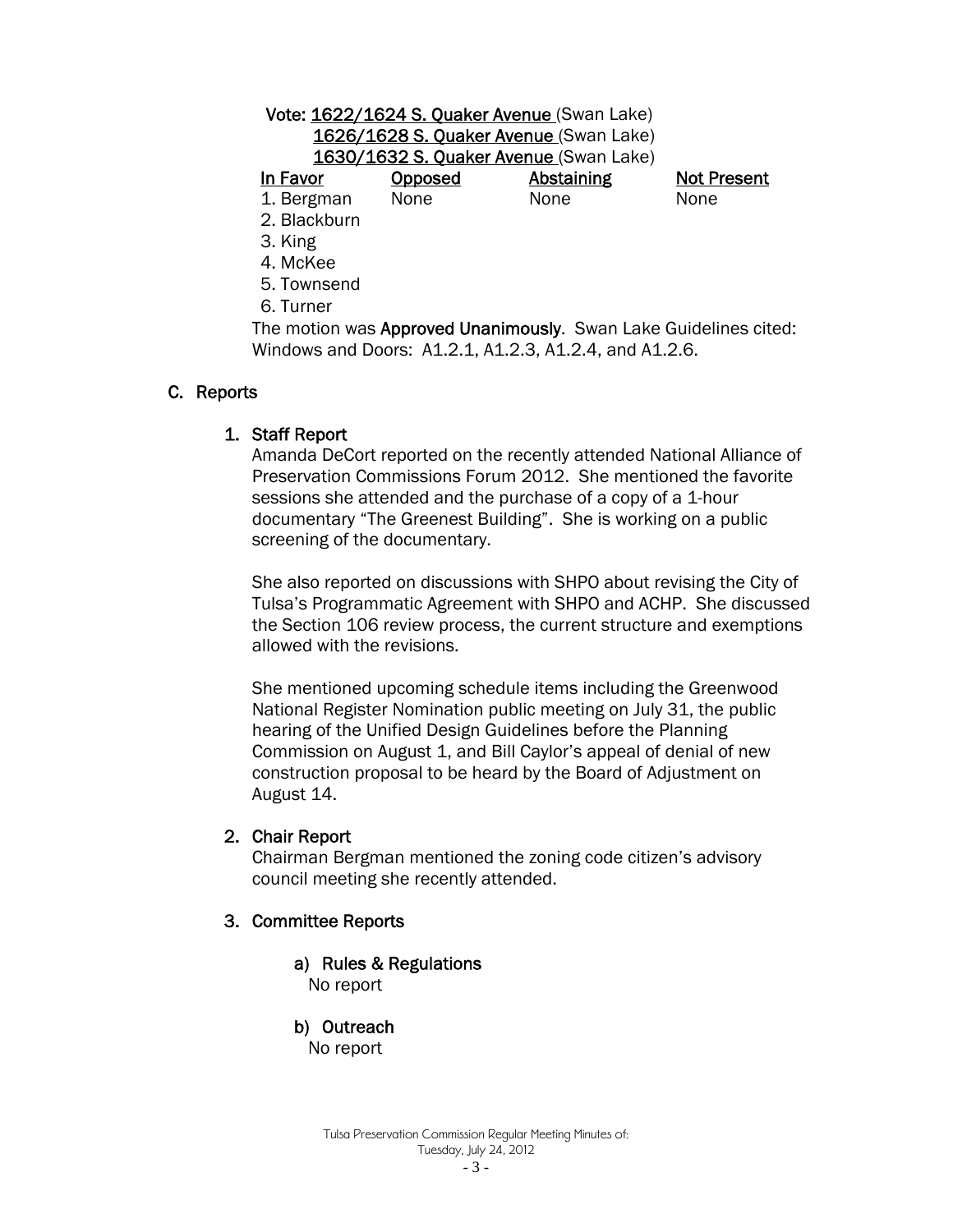**Vote:** **1622/1624 S. Quaker Avenue** (Swan Lake)
**1626/1628 S. Quaker Avenue** (Swan Lake)
**1630/1632 S. Quaker Avenue** (Swan Lake)

| In Favor | Opposed | Abstaining | Not Present |
|---|---|---|---|
| 1. Bergman | None | None | None |
| 2. Blackburn | | | |
| 3. King | | | |
| 4. McKee | | | |
| 5. Townsend | | | |
| 6. Turner | | | |

The motion was **Approved Unanimously**. Swan Lake Guidelines cited: Windows and Doors: A1.2.1, A1.2.3, A1.2.4, and A1.2.6.

## C. Reports

### 1. Staff Report

Amanda DeCort reported on the recently attended National Alliance of Preservation Commissions Forum 2012. She mentioned the favorite sessions she attended and the purchase of a copy of a 1-hour documentary "The Greenest Building". She is working on a public screening of the documentary.

She also reported on discussions with SHPO about revising the City of Tulsa's Programmatic Agreement with SHPO and ACHP. She discussed the Section 106 review process, the current structure and exemptions allowed with the revisions.

She mentioned upcoming schedule items including the Greenwood National Register Nomination public meeting on July 31, the public hearing of the Unified Design Guidelines before the Planning Commission on August 1, and Bill Caylor's appeal of denial of new construction proposal to be heard by the Board of Adjustment on August 14.

### 2. Chair Report

Chairman Bergman mentioned the zoning code citizen's advisory council meeting she recently attended.

### 3. Committee Reports

#### a) Rules & Regulations

No report

#### b) Outreach

No report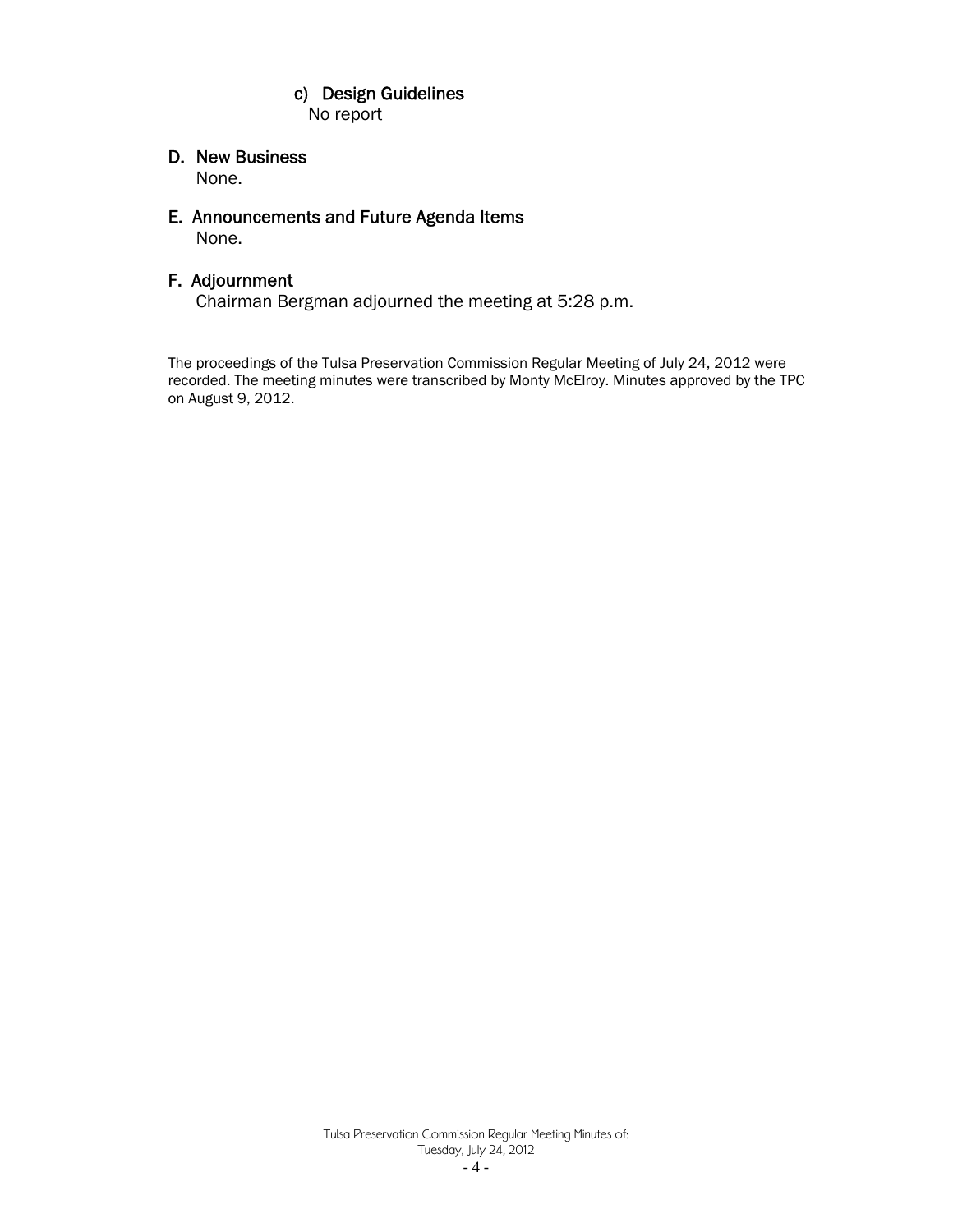c) Design Guidelines

No report

## D. New Business

None.

## E. Announcements and Future Agenda Items

None.

## F. Adjournment

Chairman Bergman adjourned the meeting at 5:28 p.m.

The proceedings of the Tulsa Preservation Commission Regular Meeting of July 24, 2012 were recorded. The meeting minutes were transcribed by Monty McElroy. Minutes approved by the TPC on August 9, 2012.